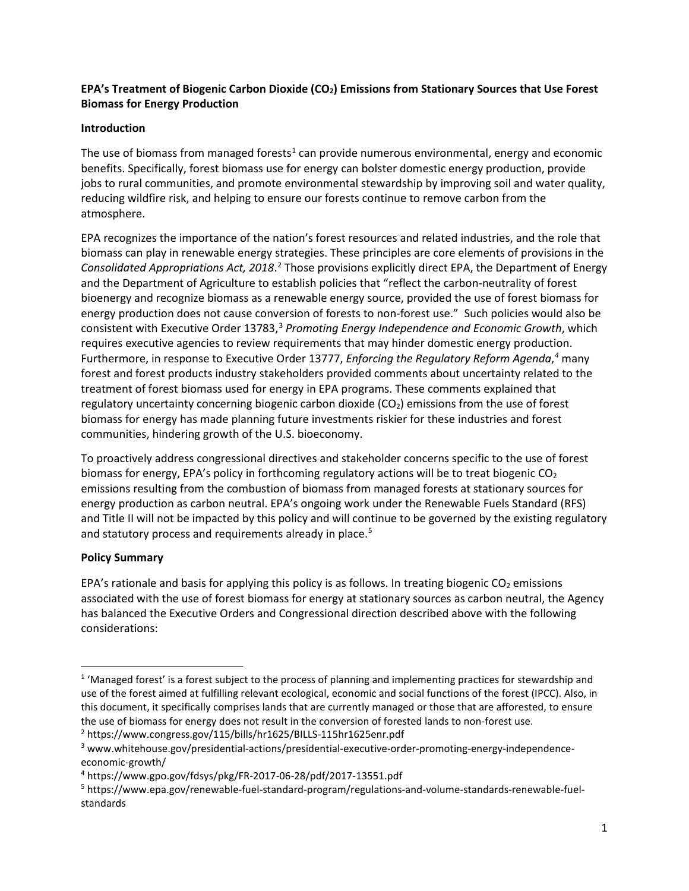**EPA's Treatment of Biogenic Carbon Dioxide ($CO_2$) Emissions from Stationary Sources that Use Forest Biomass for Energy Production**

**Introduction**

The use of biomass from managed forests[1] can provide numerous environmental, energy and economic benefits. Specifically, forest biomass use for energy can bolster domestic energy production, provide jobs to rural communities, and promote environmental stewardship by improving soil and water quality, reducing wildfire risk, and helping to ensure our forests continue to remove carbon from the atmosphere.

EPA recognizes the importance of the nation's forest resources and related industries, and the role that biomass can play in renewable energy strategies. These principles are core elements of provisions in the *Consolidated Appropriations Act, 2018*.[2] Those provisions explicitly direct EPA, the Department of Energy and the Department of Agriculture to establish policies that "reflect the carbon-neutrality of forest bioenergy and recognize biomass as a renewable energy source, provided the use of forest biomass for energy production does not cause conversion of forests to non-forest use." Such policies would also be consistent with Executive Order 13783,[3] *Promoting Energy Independence and Economic Growth*, which requires executive agencies to review requirements that may hinder domestic energy production. Furthermore, in response to Executive Order 13777, *Enforcing the Regulatory Reform Agenda*,[4] many forest and forest products industry stakeholders provided comments about uncertainty related to the treatment of forest biomass used for energy in EPA programs. These comments explained that regulatory uncertainty concerning biogenic carbon dioxide ($CO_2$) emissions from the use of forest biomass for energy has made planning future investments riskier for these industries and forest communities, hindering growth of the U.S. bioeconomy.

To proactively address congressional directives and stakeholder concerns specific to the use of forest biomass for energy, EPA's policy in forthcoming regulatory actions will be to treat biogenic $CO_2$ emissions resulting from the combustion of biomass from managed forests at stationary sources for energy production as carbon neutral. EPA's ongoing work under the Renewable Fuels Standard (RFS) and Title II will not be impacted by this policy and will continue to be governed by the existing regulatory and statutory process and requirements already in place.[5]

**Policy Summary**

EPA's rationale and basis for applying this policy is as follows. In treating biogenic $CO_2$ emissions associated with the use of forest biomass for energy at stationary sources as carbon neutral, the Agency has balanced the Executive Orders and Congressional direction described above with the following considerations:

---

[1] 'Managed forest' is a forest subject to the process of planning and implementing practices for stewardship and use of the forest aimed at fulfilling relevant ecological, economic and social functions of the forest (IPCC). Also, in this document, it specifically comprises lands that are currently managed or those that are afforested, to ensure the use of biomass for energy does not result in the conversion of forested lands to non-forest use.

[2] https://www.congress.gov/115/bills/hr1625/BILLS-115hr1625enr.pdf

[3] www.whitehouse.gov/presidential-actions/presidential-executive-order-promoting-energy-independence-economic-growth/

[4] https://www.gpo.gov/fdsys/pkg/FR-2017-06-28/pdf/2017-13551.pdf

[5] https://www.epa.gov/renewable-fuel-standard-program/regulations-and-volume-standards-renewable-fuel-standards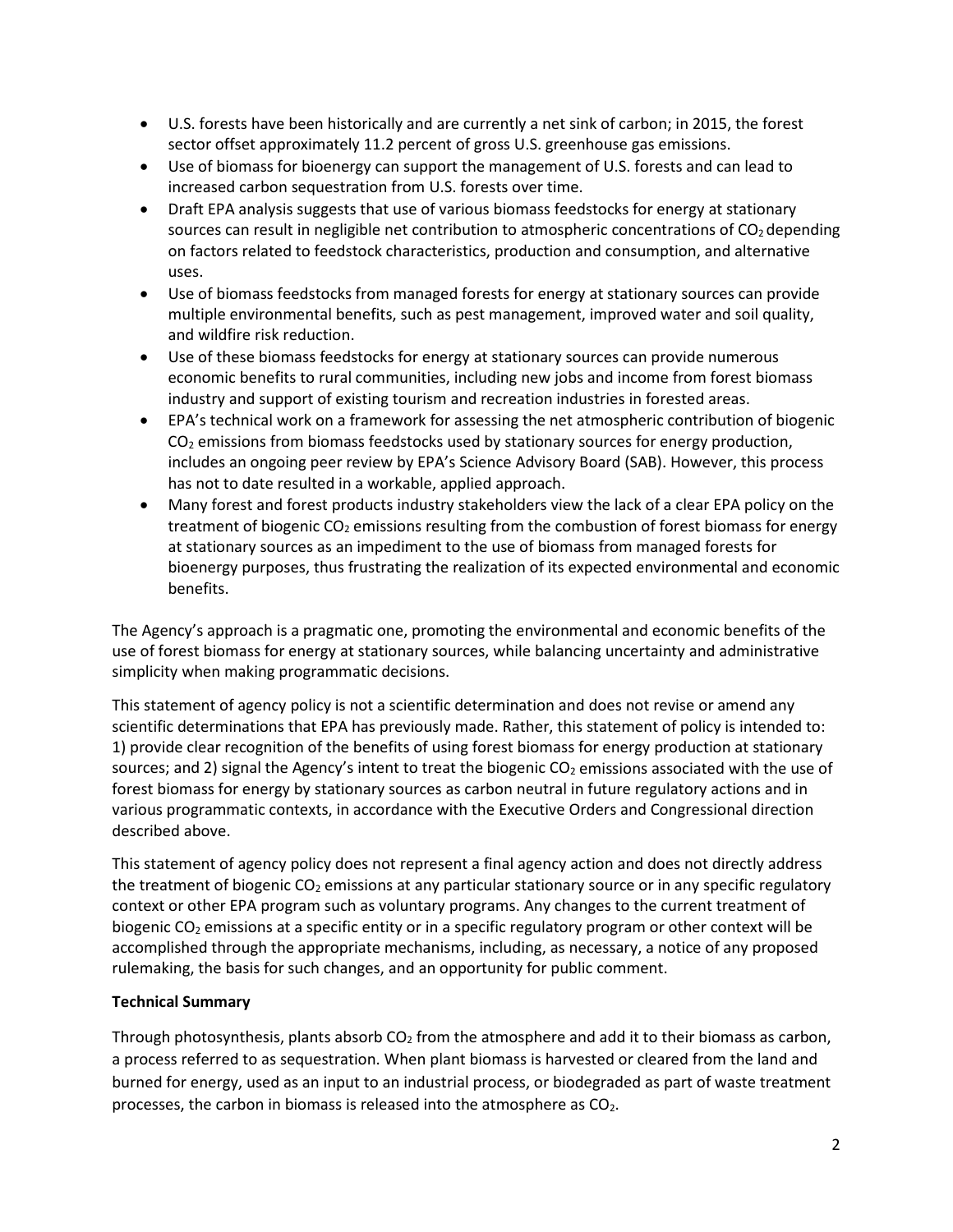- U.S. forests have been historically and are currently a net sink of carbon; in 2015, the forest sector offset approximately 11.2 percent of gross U.S. greenhouse gas emissions.
- Use of biomass for bioenergy can support the management of U.S. forests and can lead to increased carbon sequestration from U.S. forests over time.
- Draft EPA analysis suggests that use of various biomass feedstocks for energy at stationary sources can result in negligible net contribution to atmospheric concentrations of $CO_2$ depending on factors related to feedstock characteristics, production and consumption, and alternative uses.
- Use of biomass feedstocks from managed forests for energy at stationary sources can provide multiple environmental benefits, such as pest management, improved water and soil quality, and wildfire risk reduction.
- Use of these biomass feedstocks for energy at stationary sources can provide numerous economic benefits to rural communities, including new jobs and income from forest biomass industry and support of existing tourism and recreation industries in forested areas.
- EPA's technical work on a framework for assessing the net atmospheric contribution of biogenic $CO_2$ emissions from biomass feedstocks used by stationary sources for energy production, includes an ongoing peer review by EPA's Science Advisory Board (SAB). However, this process has not to date resulted in a workable, applied approach.
- Many forest and forest products industry stakeholders view the lack of a clear EPA policy on the treatment of biogenic $CO_2$ emissions resulting from the combustion of forest biomass for energy at stationary sources as an impediment to the use of biomass from managed forests for bioenergy purposes, thus frustrating the realization of its expected environmental and economic benefits.

The Agency's approach is a pragmatic one, promoting the environmental and economic benefits of the use of forest biomass for energy at stationary sources, while balancing uncertainty and administrative simplicity when making programmatic decisions.

This statement of agency policy is not a scientific determination and does not revise or amend any scientific determinations that EPA has previously made. Rather, this statement of policy is intended to: 1) provide clear recognition of the benefits of using forest biomass for energy production at stationary sources; and 2) signal the Agency's intent to treat the biogenic $CO_2$ emissions associated with the use of forest biomass for energy by stationary sources as carbon neutral in future regulatory actions and in various programmatic contexts, in accordance with the Executive Orders and Congressional direction described above.

This statement of agency policy does not represent a final agency action and does not directly address the treatment of biogenic $CO_2$ emissions at any particular stationary source or in any specific regulatory context or other EPA program such as voluntary programs. Any changes to the current treatment of biogenic $CO_2$ emissions at a specific entity or in a specific regulatory program or other context will be accomplished through the appropriate mechanisms, including, as necessary, a notice of any proposed rulemaking, the basis for such changes, and an opportunity for public comment.

**Technical Summary**

Through photosynthesis, plants absorb $CO_2$ from the atmosphere and add it to their biomass as carbon, a process referred to as sequestration. When plant biomass is harvested or cleared from the land and burned for energy, used as an input to an industrial process, or biodegraded as part of waste treatment processes, the carbon in biomass is released into the atmosphere as $CO_2$.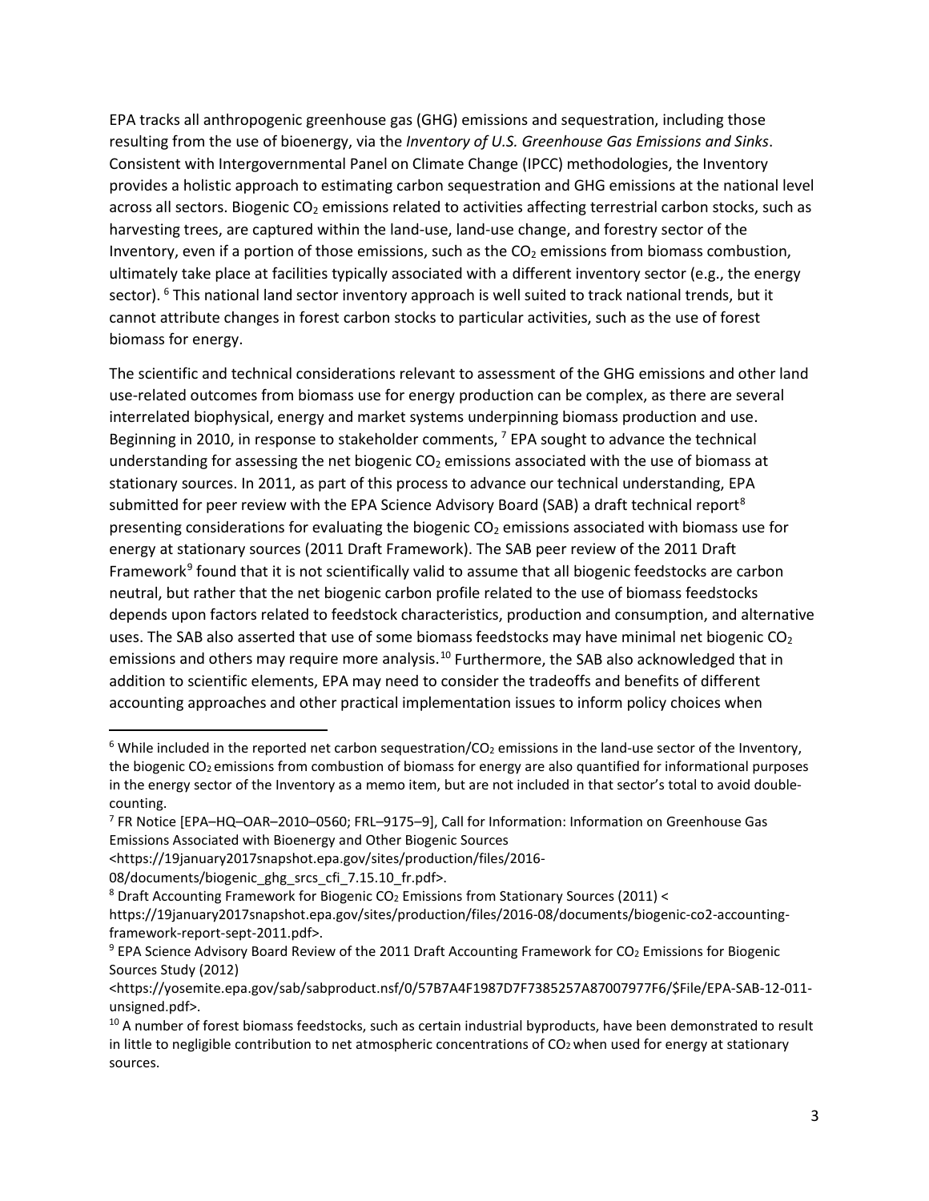EPA tracks all anthropogenic greenhouse gas (GHG) emissions and sequestration, including those resulting from the use of bioenergy, via the *Inventory of U.S. Greenhouse Gas Emissions and Sinks*. Consistent with Intergovernmental Panel on Climate Change (IPCC) methodologies, the Inventory provides a holistic approach to estimating carbon sequestration and GHG emissions at the national level across all sectors. Biogenic $CO_2$ emissions related to activities affecting terrestrial carbon stocks, such as harvesting trees, are captured within the land-use, land-use change, and forestry sector of the Inventory, even if a portion of those emissions, such as the $CO_2$ emissions from biomass combustion, ultimately take place at facilities typically associated with a different inventory sector (e.g., the energy sector). [6] This national land sector inventory approach is well suited to track national trends, but it cannot attribute changes in forest carbon stocks to particular activities, such as the use of forest biomass for energy.

The scientific and technical considerations relevant to assessment of the GHG emissions and other land use-related outcomes from biomass use for energy production can be complex, as there are several interrelated biophysical, energy and market systems underpinning biomass production and use. Beginning in 2010, in response to stakeholder comments, [7] EPA sought to advance the technical understanding for assessing the net biogenic $CO_2$ emissions associated with the use of biomass at stationary sources. In 2011, as part of this process to advance our technical understanding, EPA submitted for peer review with the EPA Science Advisory Board (SAB) a draft technical report[8] presenting considerations for evaluating the biogenic $CO_2$ emissions associated with biomass use for energy at stationary sources (2011 Draft Framework). The SAB peer review of the 2011 Draft Framework[9] found that it is not scientifically valid to assume that all biogenic feedstocks are carbon neutral, but rather that the net biogenic carbon profile related to the use of biomass feedstocks depends upon factors related to feedstock characteristics, production and consumption, and alternative uses. The SAB also asserted that use of some biomass feedstocks may have minimal net biogenic $CO_2$ emissions and others may require more analysis.[10] Furthermore, the SAB also acknowledged that in addition to scientific elements, EPA may need to consider the tradeoffs and benefits of different accounting approaches and other practical implementation issues to inform policy choices when

---

[6] While included in the reported net carbon sequestration/$CO_2$ emissions in the land-use sector of the Inventory, the biogenic $CO_2$ emissions from combustion of biomass for energy are also quantified for informational purposes in the energy sector of the Inventory as a memo item, but are not included in that sector's total to avoid double-counting.

[7] FR Notice [EPA–HQ–OAR–2010–0560; FRL–9175–9], Call for Information: Information on Greenhouse Gas Emissions Associated with Bioenergy and Other Biogenic Sources <https://19january2017snapshot.epa.gov/sites/production/files/2016-08/documents/biogenic_ghg_srcs_cfi_7.15.10_fr.pdf>.

[8] Draft Accounting Framework for Biogenic $CO_2$ Emissions from Stationary Sources (2011) < https://19january2017snapshot.epa.gov/sites/production/files/2016-08/documents/biogenic-co2-accounting-framework-report-sept-2011.pdf>.

[9] EPA Science Advisory Board Review of the 2011 Draft Accounting Framework for $CO_2$ Emissions for Biogenic Sources Study (2012) <https://yosemite.epa.gov/sab/sabproduct.nsf/0/57B7A4F1987D7F7385257A87007977F6/$File/EPA-SAB-12-011-unsigned.pdf>.

[10] A number of forest biomass feedstocks, such as certain industrial byproducts, have been demonstrated to result in little to negligible contribution to net atmospheric concentrations of $CO_2$ when used for energy at stationary sources.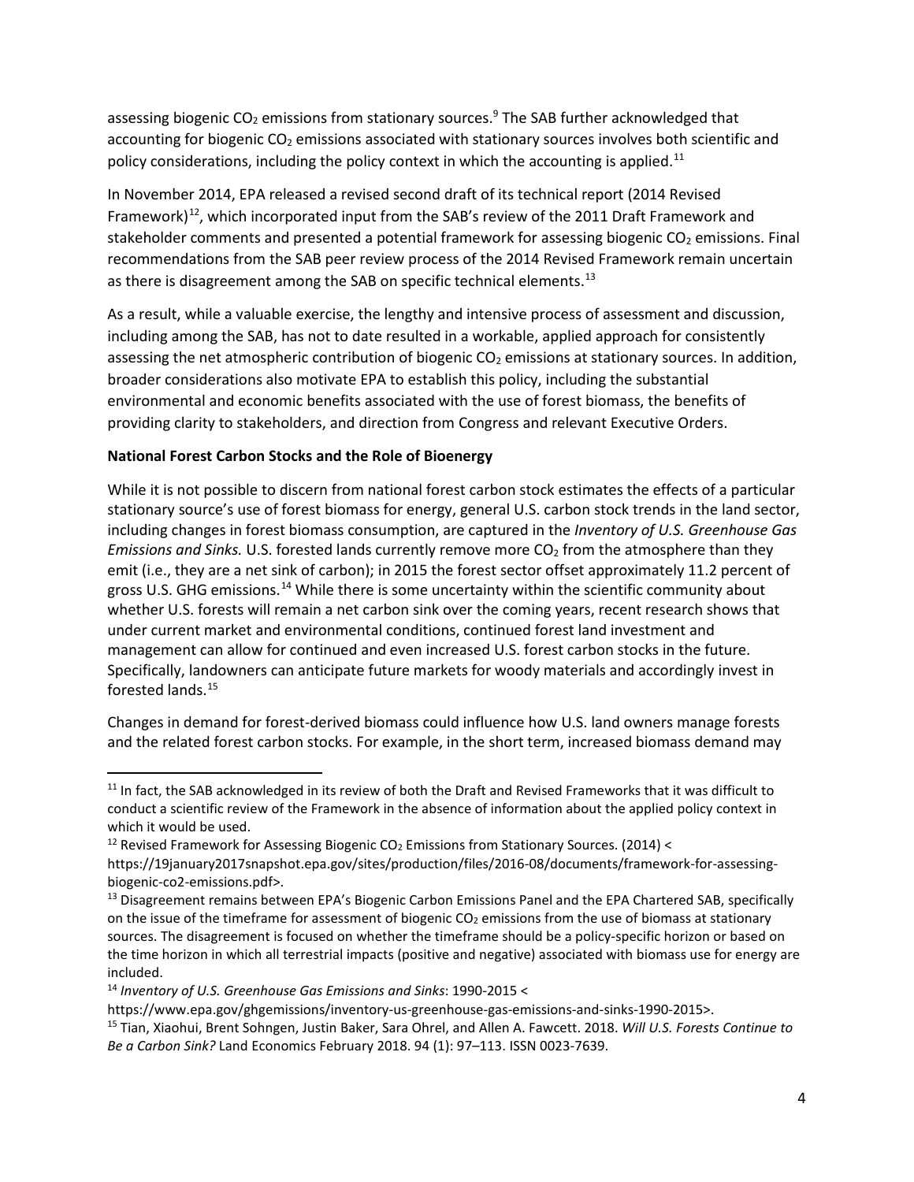assessing biogenic $CO_2$ emissions from stationary sources.[9] The SAB further acknowledged that accounting for biogenic $CO_2$ emissions associated with stationary sources involves both scientific and policy considerations, including the policy context in which the accounting is applied.[11]

In November 2014, EPA released a revised second draft of its technical report (2014 Revised Framework)[12], which incorporated input from the SAB's review of the 2011 Draft Framework and stakeholder comments and presented a potential framework for assessing biogenic $CO_2$ emissions. Final recommendations from the SAB peer review process of the 2014 Revised Framework remain uncertain as there is disagreement among the SAB on specific technical elements.[13]

As a result, while a valuable exercise, the lengthy and intensive process of assessment and discussion, including among the SAB, has not to date resulted in a workable, applied approach for consistently assessing the net atmospheric contribution of biogenic $CO_2$ emissions at stationary sources. In addition, broader considerations also motivate EPA to establish this policy, including the substantial environmental and economic benefits associated with the use of forest biomass, the benefits of providing clarity to stakeholders, and direction from Congress and relevant Executive Orders.

**National Forest Carbon Stocks and the Role of Bioenergy**

While it is not possible to discern from national forest carbon stock estimates the effects of a particular stationary source's use of forest biomass for energy, general U.S. carbon stock trends in the land sector, including changes in forest biomass consumption, are captured in the *Inventory of U.S. Greenhouse Gas Emissions and Sinks.* U.S. forested lands currently remove more $CO_2$ from the atmosphere than they emit (i.e., they are a net sink of carbon); in 2015 the forest sector offset approximately 11.2 percent of gross U.S. GHG emissions.[14] While there is some uncertainty within the scientific community about whether U.S. forests will remain a net carbon sink over the coming years, recent research shows that under current market and environmental conditions, continued forest land investment and management can allow for continued and even increased U.S. forest carbon stocks in the future. Specifically, landowners can anticipate future markets for woody materials and accordingly invest in forested lands.[15]

Changes in demand for forest-derived biomass could influence how U.S. land owners manage forests and the related forest carbon stocks. For example, in the short term, increased biomass demand may

---

[11] In fact, the SAB acknowledged in its review of both the Draft and Revised Frameworks that it was difficult to conduct a scientific review of the Framework in the absence of information about the applied policy context in which it would be used.

[12] Revised Framework for Assessing Biogenic $CO_2$ Emissions from Stationary Sources. (2014) < https://19january2017snapshot.epa.gov/sites/production/files/2016-08/documents/framework-for-assessing-biogenic-co2-emissions.pdf>.

[13] Disagreement remains between EPA's Biogenic Carbon Emissions Panel and the EPA Chartered SAB, specifically on the issue of the timeframe for assessment of biogenic $CO_2$ emissions from the use of biomass at stationary sources. The disagreement is focused on whether the timeframe should be a policy-specific horizon or based on the time horizon in which all terrestrial impacts (positive and negative) associated with biomass use for energy are included.

[14] *Inventory of U.S. Greenhouse Gas Emissions and Sinks*: 1990-2015 < https://www.epa.gov/ghgemissions/inventory-us-greenhouse-gas-emissions-and-sinks-1990-2015>.

[15] Tian, Xiaohui, Brent Sohngen, Justin Baker, Sara Ohrel, and Allen A. Fawcett. 2018. *Will U.S. Forests Continue to Be a Carbon Sink?* Land Economics February 2018. 94 (1): 97–113. ISSN 0023-7639.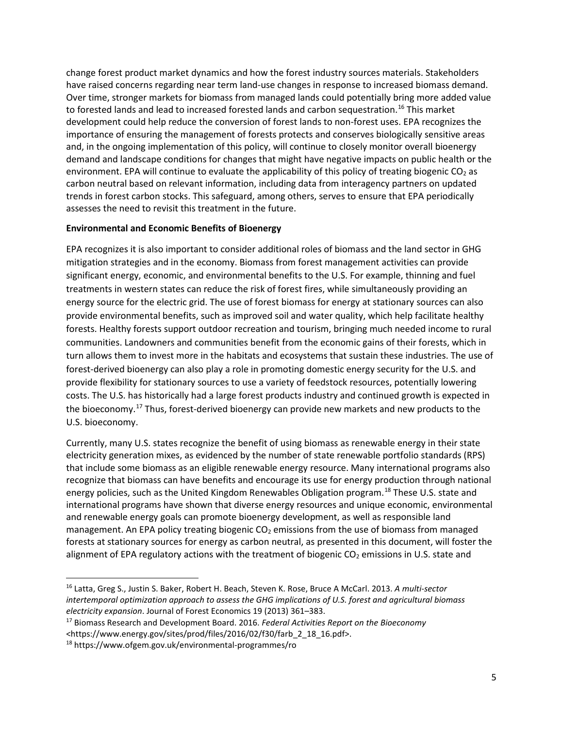change forest product market dynamics and how the forest industry sources materials. Stakeholders have raised concerns regarding near term land-use changes in response to increased biomass demand. Over time, stronger markets for biomass from managed lands could potentially bring more added value to forested lands and lead to increased forested lands and carbon sequestration.[16] This market development could help reduce the conversion of forest lands to non-forest uses. EPA recognizes the importance of ensuring the management of forests protects and conserves biologically sensitive areas and, in the ongoing implementation of this policy, will continue to closely monitor overall bioenergy demand and landscape conditions for changes that might have negative impacts on public health or the environment. EPA will continue to evaluate the applicability of this policy of treating biogenic $CO_2$ as carbon neutral based on relevant information, including data from interagency partners on updated trends in forest carbon stocks. This safeguard, among others, serves to ensure that EPA periodically assesses the need to revisit this treatment in the future.

**Environmental and Economic Benefits of Bioenergy**

EPA recognizes it is also important to consider additional roles of biomass and the land sector in GHG mitigation strategies and in the economy. Biomass from forest management activities can provide significant energy, economic, and environmental benefits to the U.S. For example, thinning and fuel treatments in western states can reduce the risk of forest fires, while simultaneously providing an energy source for the electric grid. The use of forest biomass for energy at stationary sources can also provide environmental benefits, such as improved soil and water quality, which help facilitate healthy forests. Healthy forests support outdoor recreation and tourism, bringing much needed income to rural communities. Landowners and communities benefit from the economic gains of their forests, which in turn allows them to invest more in the habitats and ecosystems that sustain these industries. The use of forest-derived bioenergy can also play a role in promoting domestic energy security for the U.S. and provide flexibility for stationary sources to use a variety of feedstock resources, potentially lowering costs. The U.S. has historically had a large forest products industry and continued growth is expected in the bioeconomy.[17] Thus, forest-derived bioenergy can provide new markets and new products to the U.S. bioeconomy.

Currently, many U.S. states recognize the benefit of using biomass as renewable energy in their state electricity generation mixes, as evidenced by the number of state renewable portfolio standards (RPS) that include some biomass as an eligible renewable energy resource. Many international programs also recognize that biomass can have benefits and encourage its use for energy production through national energy policies, such as the United Kingdom Renewables Obligation program.[18] These U.S. state and international programs have shown that diverse energy resources and unique economic, environmental and renewable energy goals can promote bioenergy development, as well as responsible land management. An EPA policy treating biogenic $CO_2$ emissions from the use of biomass from managed forests at stationary sources for energy as carbon neutral, as presented in this document, will foster the alignment of EPA regulatory actions with the treatment of biogenic $CO_2$ emissions in U.S. state and

---

[16] Latta, Greg S., Justin S. Baker, Robert H. Beach, Steven K. Rose, Bruce A McCarl. 2013. *A multi-sector intertemporal optimization approach to assess the GHG implications of U.S. forest and agricultural biomass electricity expansion*. Journal of Forest Economics 19 (2013) 361–383.

[17] Biomass Research and Development Board. 2016. *Federal Activities Report on the Bioeconomy* <https://www.energy.gov/sites/prod/files/2016/02/f30/farb_2_18_16.pdf>.

[18] https://www.ofgem.gov.uk/environmental-programmes/ro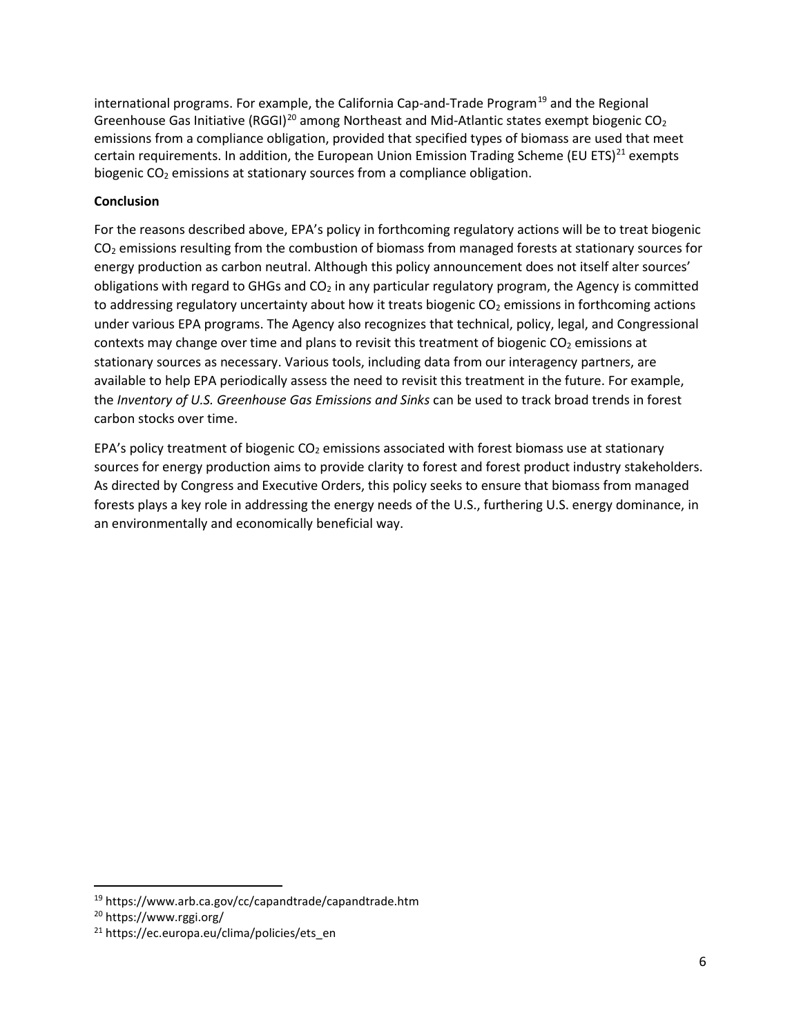international programs. For example, the California Cap-and-Trade Program[19] and the Regional Greenhouse Gas Initiative (RGGI)[20] among Northeast and Mid-Atlantic states exempt biogenic $CO_2$ emissions from a compliance obligation, provided that specified types of biomass are used that meet certain requirements. In addition, the European Union Emission Trading Scheme (EU ETS)[21] exempts biogenic $CO_2$ emissions at stationary sources from a compliance obligation.

**Conclusion**

For the reasons described above, EPA's policy in forthcoming regulatory actions will be to treat biogenic $CO_2$ emissions resulting from the combustion of biomass from managed forests at stationary sources for energy production as carbon neutral. Although this policy announcement does not itself alter sources' obligations with regard to GHGs and $CO_2$ in any particular regulatory program, the Agency is committed to addressing regulatory uncertainty about how it treats biogenic $CO_2$ emissions in forthcoming actions under various EPA programs. The Agency also recognizes that technical, policy, legal, and Congressional contexts may change over time and plans to revisit this treatment of biogenic $CO_2$ emissions at stationary sources as necessary. Various tools, including data from our interagency partners, are available to help EPA periodically assess the need to revisit this treatment in the future. For example, the *Inventory of U.S. Greenhouse Gas Emissions and Sinks* can be used to track broad trends in forest carbon stocks over time.

EPA's policy treatment of biogenic $CO_2$ emissions associated with forest biomass use at stationary sources for energy production aims to provide clarity to forest and forest product industry stakeholders. As directed by Congress and Executive Orders, this policy seeks to ensure that biomass from managed forests plays a key role in addressing the energy needs of the U.S., furthering U.S. energy dominance, in an environmentally and economically beneficial way.

[19] https://www.arb.ca.gov/cc/capandtrade/capandtrade.htm

[20] https://www.rggi.org/

[21] https://ec.europa.eu/clima/policies/ets_en